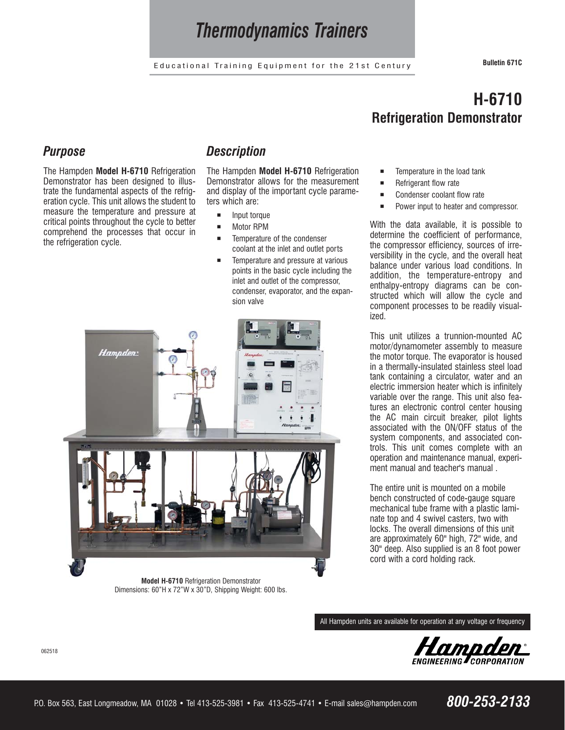# Thermodynamics Trainers

Educational Training Equipment for the 21st Century

Bulletin 671C

## H-6710
## Refrigeration Demonstrator

### *Purpose*

The Hampden **Model H-6710** Refrigeration Demonstrator has been designed to illustrate the fundamental aspects of the refrigeration cycle. This unit allows the student to measure the temperature and pressure at critical points throughout the cycle to better comprehend the processes that occur in the refrigeration cycle.

### *Description*

The Hampden **Model H-6710** Refrigeration Demonstrator allows for the measurement and display of the important cycle parameters which are:

- Input torque
- Motor RPM
- Temperature of the condenser coolant at the inlet and outlet ports
- Temperature and pressure at various points in the basic cycle including the inlet and outlet of the compressor, condenser, evaporator, and the expansion valve
- Temperature in the load tank
- Refrigerant flow rate
- Condenser coolant flow rate
- Power input to heater and compressor.

With the data available, it is possible to determine the coefficient of performance, the compressor efficiency, sources of irreversibility in the cycle, and the overall heat balance under various load conditions. In addition, the temperature-entropy and enthalpy-entropy diagrams can be constructed which will allow the cycle and component processes to be readily visualized.

This unit utilizes a trunnion-mounted AC motor/dynamometer assembly to measure the motor torque. The evaporator is housed in a thermally-insulated stainless steel load tank containing a circulator, water and an electric immersion heater which is infinitely variable over the range. This unit also features an electronic control center housing the AC main circuit breaker, pilot lights associated with the ON/OFF status of the system components, and associated controls. This unit comes complete with an operation and maintenance manual, experiment manual and teacher's manual .

The entire unit is mounted on a mobile bench constructed of code-gauge square mechanical tube frame with a plastic laminate top and 4 swivel casters, two with locks. The overall dimensions of this unit are approximately 60" high, 72" wide, and 30" deep. Also supplied is an 8 foot power cord with a cord holding rack.

**Model H-6710** Refrigeration Demonstrator
Dimensions: 60"H x 72"W x 30"D, Shipping Weight: 600 lbs.

All Hampden units are available for operation at any voltage or frequency

062518

Hampden Engineering Corporation

P.O. Box 563, East Longmeadow, MA 01028 • Tel 413-525-3981 • Fax 413-525-4741 • E-mail sales@hampden.com **800-253-2133**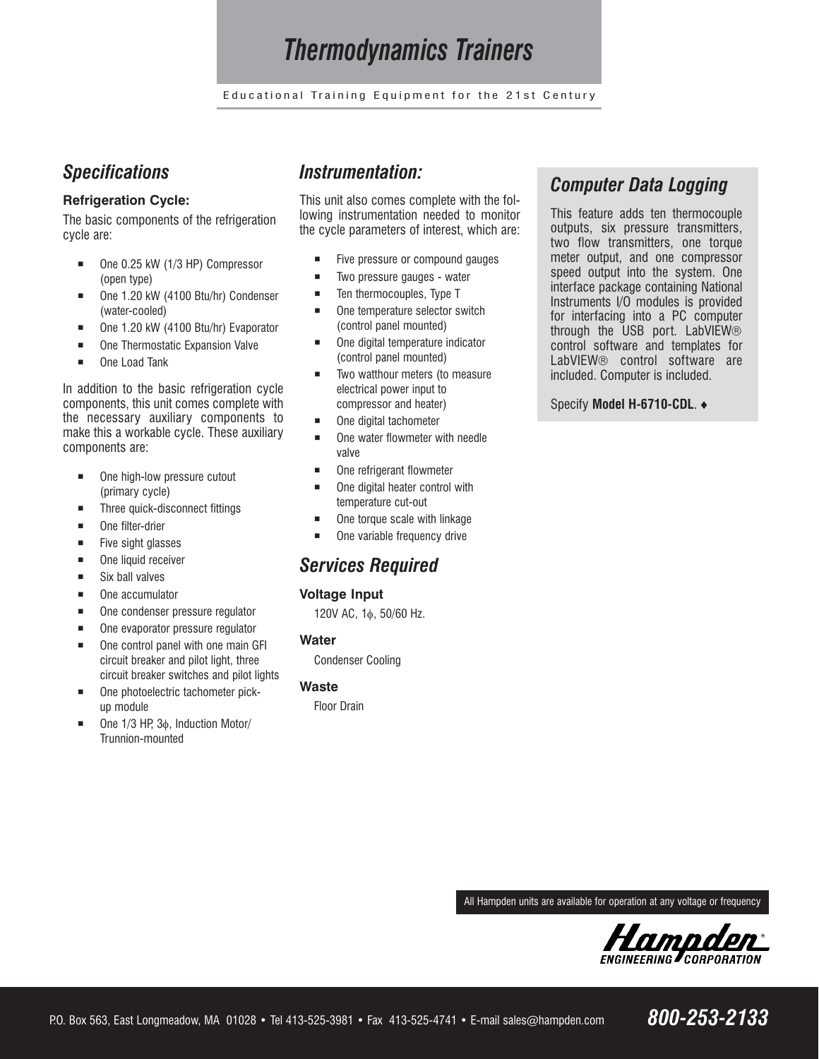# Thermodynamics Trainers

Educational Training Equipment for the 21st Century

## Specifications

**Refrigeration Cycle:**

The basic components of the refrigeration cycle are:

- One 0.25 kW (1/3 HP) Compressor (open type)
- One 1.20 kW (4100 Btu/hr) Condenser (water-cooled)
- One 1.20 kW (4100 Btu/hr) Evaporator
- One Thermostatic Expansion Valve
- One Load Tank

In addition to the basic refrigeration cycle components, this unit comes complete with the necessary auxiliary components to make this a workable cycle. These auxiliary components are:

- One high-low pressure cutout (primary cycle)
- Three quick-disconnect fittings
- One filter-drier
- Five sight glasses
- One liquid receiver
- Six ball valves
- One accumulator
- One condenser pressure regulator
- One evaporator pressure regulator
- One control panel with one main GFI circuit breaker and pilot light, three circuit breaker switches and pilot lights
- One photoelectric tachometer pick-up module
- One 1/3 HP, 3ϕ, Induction Motor/ Trunnion-mounted

## Instrumentation:

This unit also comes complete with the following instrumentation needed to monitor the cycle parameters of interest, which are:

- Five pressure or compound gauges
- Two pressure gauges - water
- Ten thermocouples, Type T
- One temperature selector switch (control panel mounted)
- One digital temperature indicator (control panel mounted)
- Two watthour meters (to measure electrical power input to compressor and heater)
- One digital tachometer
- One water flowmeter with needle valve
- One refrigerant flowmeter
- One digital heater control with temperature cut-out
- One torque scale with linkage
- One variable frequency drive

## Services Required

**Voltage Input**

120V AC, 1ϕ, 50/60 Hz.

**Water**

Condenser Cooling

**Waste**

Floor Drain

## Computer Data Logging

This feature adds ten thermocouple outputs, six pressure transmitters, two flow transmitters, one torque meter output, and one compressor speed output into the system. One interface package containing National Instruments I/O modules is provided for interfacing into a PC computer through the USB port. LabVIEW® control software and templates for LabVIEW® control software are included. Computer is included.

Specify **Model H-6710-CDL**. ♦

All Hampden units are available for operation at any voltage or frequency

Hampden® ENGINEERING CORPORATION

P.O. Box 563, East Longmeadow, MA 01028 • Tel 413-525-3981 • Fax 413-525-4741 • E-mail sales@hampden.com **800-253-2133**